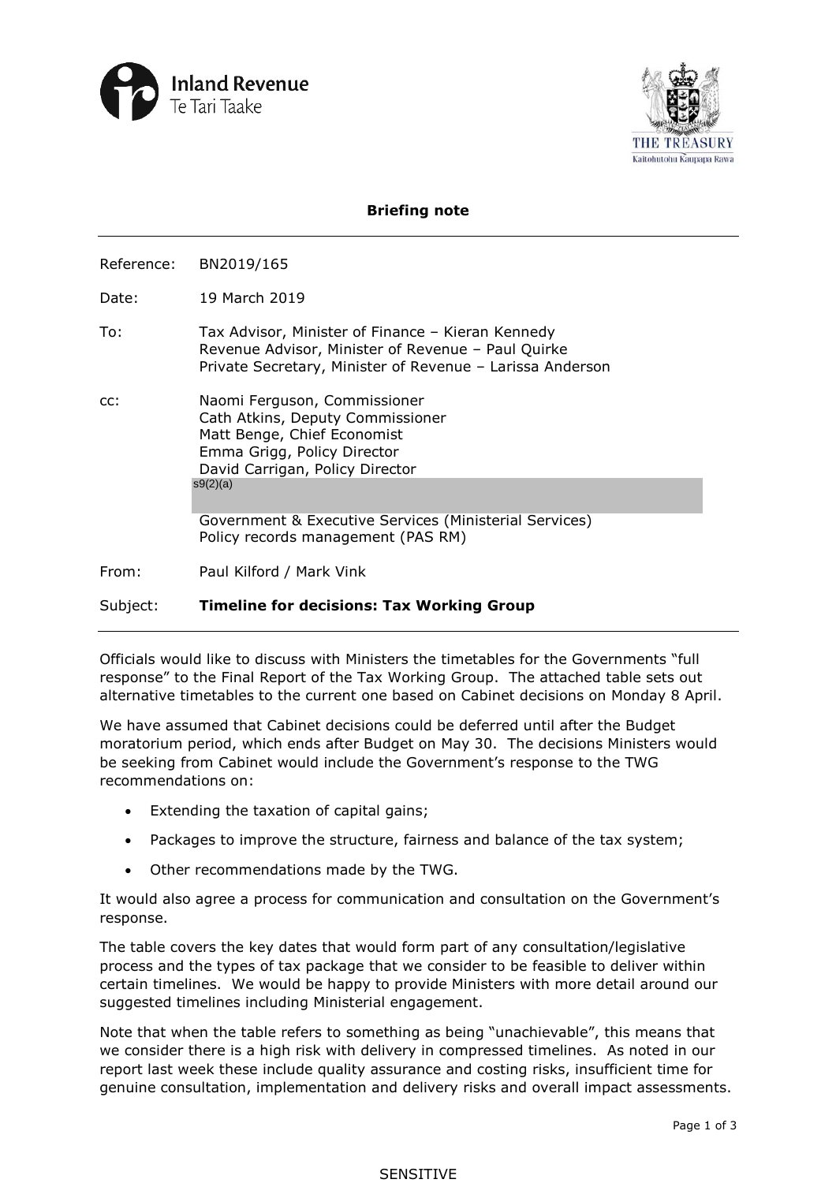Inland Revenue
Te Tari Taake

THE TREASURY
Kaitohutohu Kaupapa Rawa

**Briefing note**

Reference: BN2019/165

Date: 19 March 2019

To: Tax Advisor, Minister of Finance – Kieran Kennedy
Revenue Advisor, Minister of Revenue – Paul Quirke
Private Secretary, Minister of Revenue – Larissa Anderson

cc: Naomi Ferguson, Commissioner
Cath Atkins, Deputy Commissioner
Matt Benge, Chief Economist
Emma Grigg, Policy Director
David Carrigan, Policy Director
s9(2)(a)
Government & Executive Services (Ministerial Services)
Policy records management (PAS RM)

From: Paul Kilford / Mark Vink

Subject: **Timeline for decisions: Tax Working Group**

Officials would like to discuss with Ministers the timetables for the Governments "full response" to the Final Report of the Tax Working Group. The attached table sets out alternative timetables to the current one based on Cabinet decisions on Monday 8 April.

We have assumed that Cabinet decisions could be deferred until after the Budget moratorium period, which ends after Budget on May 30. The decisions Ministers would be seeking from Cabinet would include the Government's response to the TWG recommendations on:

- Extending the taxation of capital gains;
- Packages to improve the structure, fairness and balance of the tax system;
- Other recommendations made by the TWG.

It would also agree a process for communication and consultation on the Government's response.

The table covers the key dates that would form part of any consultation/legislative process and the types of tax package that we consider to be feasible to deliver within certain timelines. We would be happy to provide Ministers with more detail around our suggested timelines including Ministerial engagement.

Note that when the table refers to something as being "unachievable", this means that we consider there is a high risk with delivery in compressed timelines. As noted in our report last week these include quality assurance and costing risks, insufficient time for genuine consultation, implementation and delivery risks and overall impact assessments.

SENSITIVE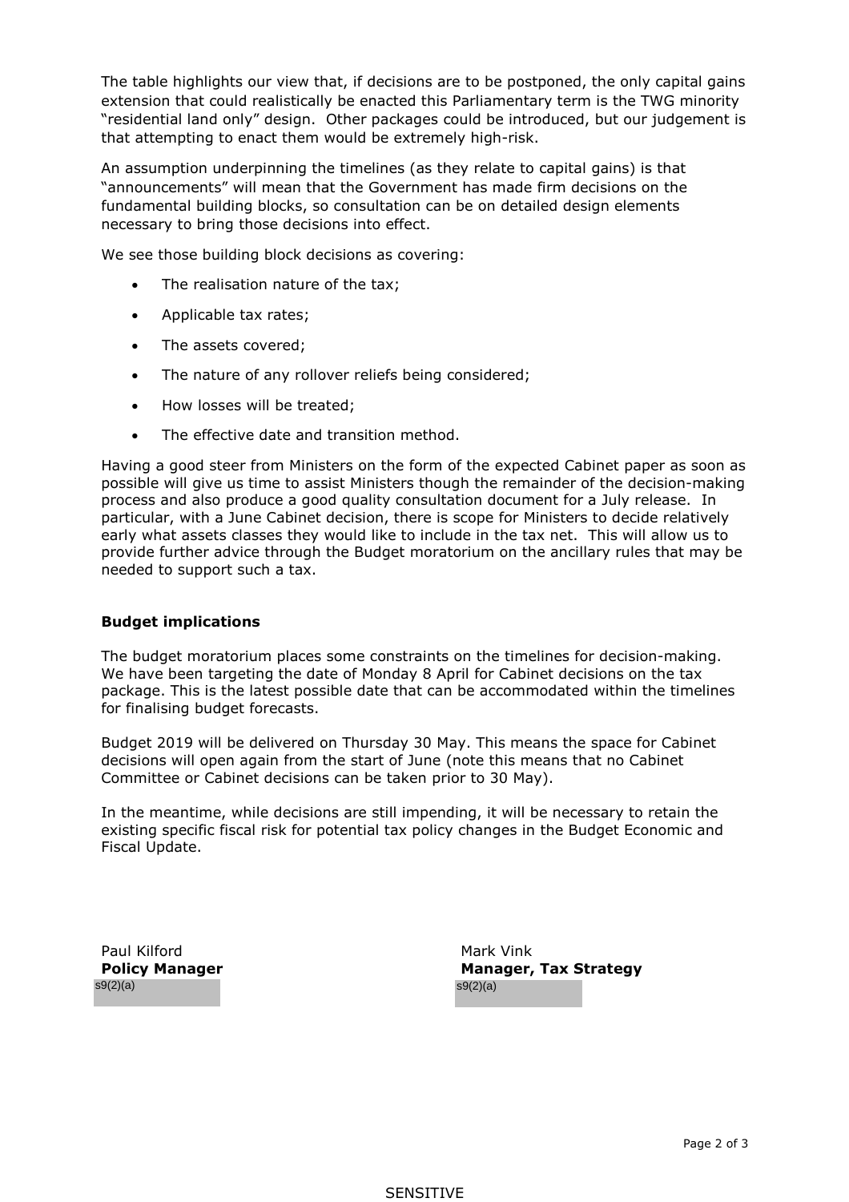The table highlights our view that, if decisions are to be postponed, the only capital gains extension that could realistically be enacted this Parliamentary term is the TWG minority "residential land only" design. Other packages could be introduced, but our judgement is that attempting to enact them would be extremely high-risk.

An assumption underpinning the timelines (as they relate to capital gains) is that "announcements" will mean that the Government has made firm decisions on the fundamental building blocks, so consultation can be on detailed design elements necessary to bring those decisions into effect.

We see those building block decisions as covering:

- The realisation nature of the tax;
- Applicable tax rates;
- The assets covered;
- The nature of any rollover reliefs being considered;
- How losses will be treated;
- The effective date and transition method.

Having a good steer from Ministers on the form of the expected Cabinet paper as soon as possible will give us time to assist Ministers though the remainder of the decision-making process and also produce a good quality consultation document for a July release. In particular, with a June Cabinet decision, there is scope for Ministers to decide relatively early what assets classes they would like to include in the tax net. This will allow us to provide further advice through the Budget moratorium on the ancillary rules that may be needed to support such a tax.

**Budget implications**

The budget moratorium places some constraints on the timelines for decision-making. We have been targeting the date of Monday 8 April for Cabinet decisions on the tax package. This is the latest possible date that can be accommodated within the timelines for finalising budget forecasts.

Budget 2019 will be delivered on Thursday 30 May. This means the space for Cabinet decisions will open again from the start of June (note this means that no Cabinet Committee or Cabinet decisions can be taken prior to 30 May).

In the meantime, while decisions are still impending, it will be necessary to retain the existing specific fiscal risk for potential tax policy changes in the Budget Economic and Fiscal Update.

Paul Kilford
**Policy Manager**
s9(2)(a)

Mark Vink
**Manager, Tax Strategy**
s9(2)(a)

SENSITIVE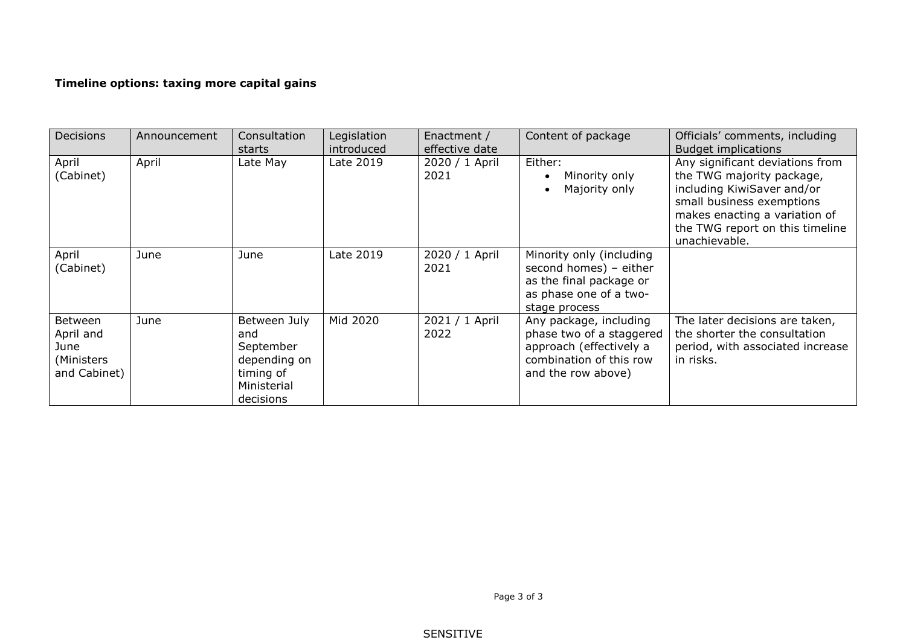**Timeline options: taxing more capital gains**

| Decisions | Announcement | Consultation starts | Legislation introduced | Enactment / effective date | Content of package | Officials' comments, including Budget implications |
|---|---|---|---|---|---|---|
| April (Cabinet) | April | Late May | Late 2019 | 2020 / 1 April 2021 | Either:<br>• Minority only<br>• Majority only | Any significant deviations from the TWG majority package, including KiwiSaver and/or small business exemptions makes enacting a variation of the TWG report on this timeline unachievable. |
| April (Cabinet) | June | June | Late 2019 | 2020 / 1 April 2021 | Minority only (including second homes) – either as the final package or as phase one of a two-stage process | |
| Between April and June (Ministers and Cabinet) | June | Between July and September depending on timing of Ministerial decisions | Mid 2020 | 2021 / 1 April 2022 | Any package, including phase two of a staggered approach (effectively a combination of this row and the row above) | The later decisions are taken, the shorter the consultation period, with associated increase in risks. |

SENSITIVE